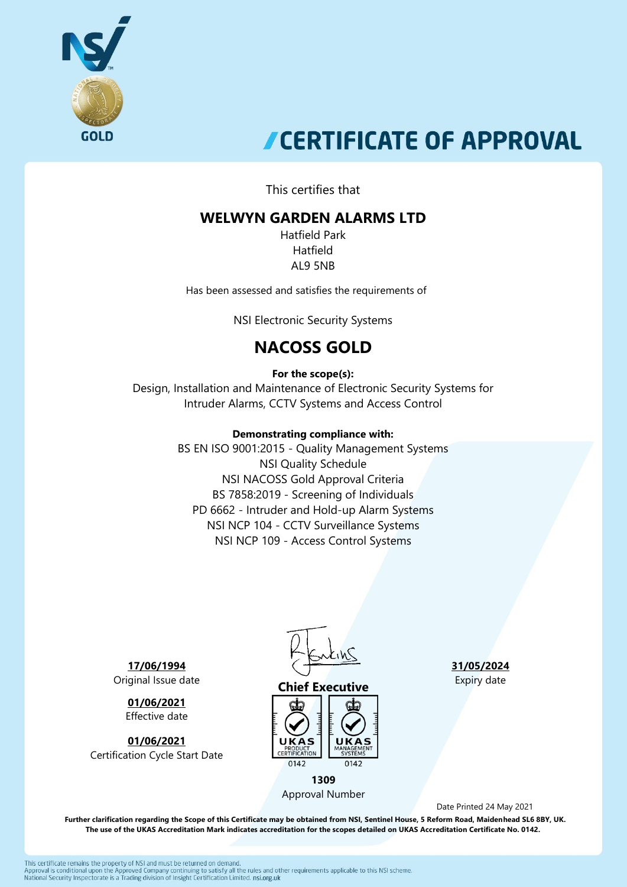GOLD

# CERTIFICATE OF APPROVAL

This certifies that

## WELWYN GARDEN ALARMS LTD

Hatfield Park
Hatfield
AL9 5NB

Has been assessed and satisfies the requirements of

NSI Electronic Security Systems

## NACOSS GOLD

**For the scope(s):**

Design, Installation and Maintenance of Electronic Security Systems for Intruder Alarms, CCTV Systems and Access Control

**Demonstrating compliance with:**

BS EN ISO 9001:2015 - Quality Management Systems
NSI Quality Schedule
NSI NACOSS Gold Approval Criteria
BS 7858:2019 - Screening of Individuals
PD 6662 - Intruder and Hold-up Alarm Systems
NSI NCP 104 - CCTV Surveillance Systems
NSI NCP 109 - Access Control Systems

**17/06/1994**
Original Issue date

**01/06/2021**
Effective date

**01/06/2021**
Certification Cycle Start Date

**Chief Executive**

UKAS PRODUCT CERTIFICATION 0142
UKAS MANAGEMENT SYSTEMS 0142

**1309**
Approval Number

**31/05/2024**
Expiry date

Date Printed 24 May 2021

**Further clarification regarding the Scope of this Certificate may be obtained from NSI, Sentinel House, 5 Reform Road, Maidenhead SL6 8BY, UK.**
**The use of the UKAS Accreditation Mark indicates accreditation for the scopes detailed on UKAS Accreditation Certificate No. 0142.**

This certificate remains the property of NSI and must be returned on demand.
Approval is conditional upon the Approved Company continuing to satisfy all the rules and other requirements applicable to this NSI scheme.
National Security Inspectorate is a Trading division of Insight Certification Limited. nsi.org.uk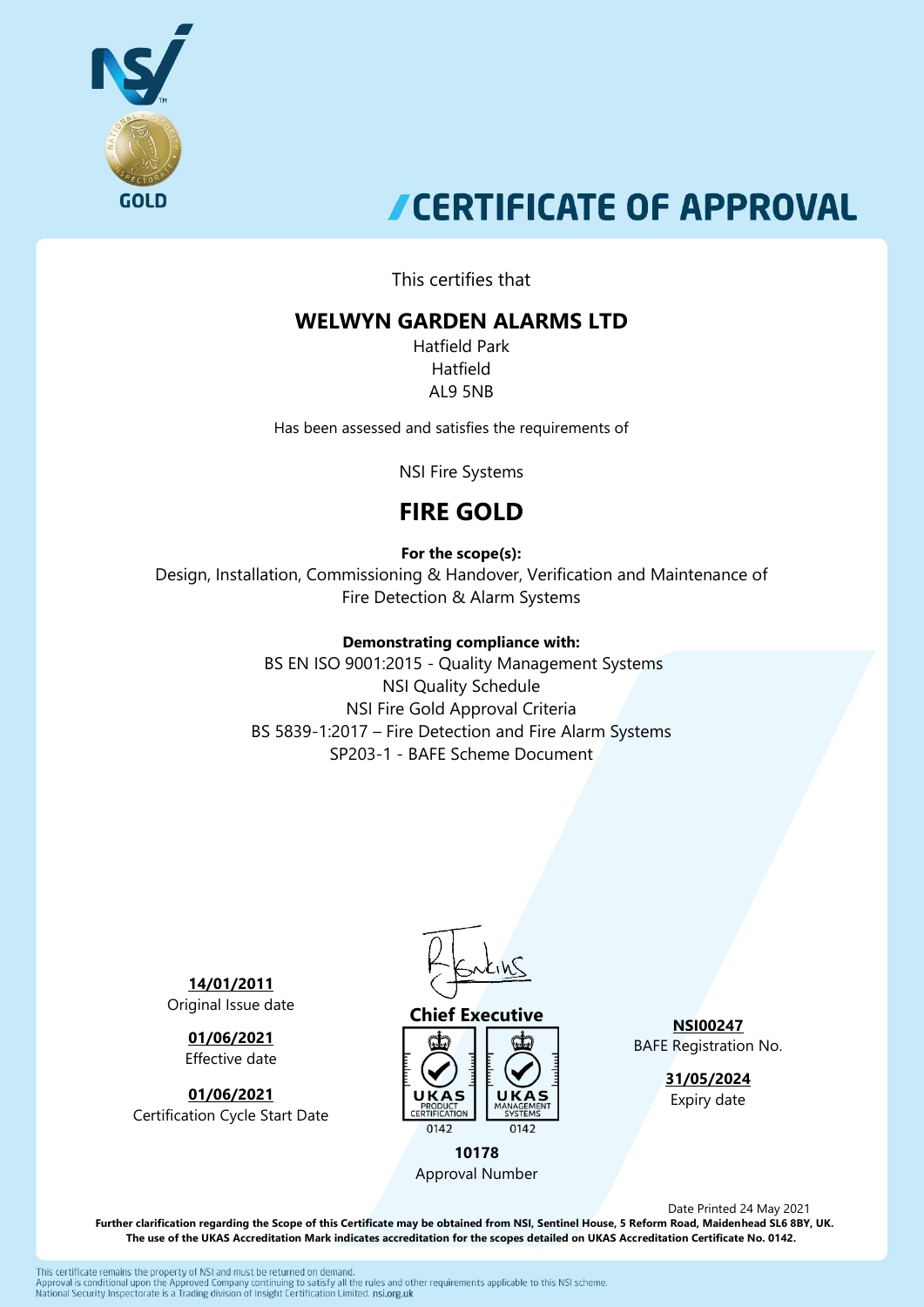NSI

GOLD

# CERTIFICATE OF APPROVAL

This certifies that

## WELWYN GARDEN ALARMS LTD

Hatfield Park
Hatfield
AL9 5NB

Has been assessed and satisfies the requirements of

NSI Fire Systems

## FIRE GOLD

**For the scope(s):**

Design, Installation, Commissioning & Handover, Verification and Maintenance of Fire Detection & Alarm Systems

**Demonstrating compliance with:**

BS EN ISO 9001:2015 - Quality Management Systems
NSI Quality Schedule
NSI Fire Gold Approval Criteria
BS 5839-1:2017 – Fire Detection and Fire Alarm Systems
SP203-1 - BAFE Scheme Document

**14/01/2011**
Original Issue date

**01/06/2021**
Effective date

**01/06/2021**
Certification Cycle Start Date

**Chief Executive**

UKAS PRODUCT CERTIFICATION 0142

UKAS MANAGEMENT SYSTEMS 0142

**10178**
Approval Number

**NSI00247**
BAFE Registration No.

**31/05/2024**
Expiry date

Date Printed 24 May 2021

**Further clarification regarding the Scope of this Certificate may be obtained from NSI, Sentinel House, 5 Reform Road, Maidenhead SL6 8BY, UK.**
**The use of the UKAS Accreditation Mark indicates accreditation for the scopes detailed on UKAS Accreditation Certificate No. 0142.**

This certificate remains the property of NSI and must be returned on demand.
Approval is conditional upon the Approved Company continuing to satisfy all the rules and other requirements applicable to this NSI scheme.
National Security Inspectorate is a Trading division of Insight Certification Limited. nsi.org.uk